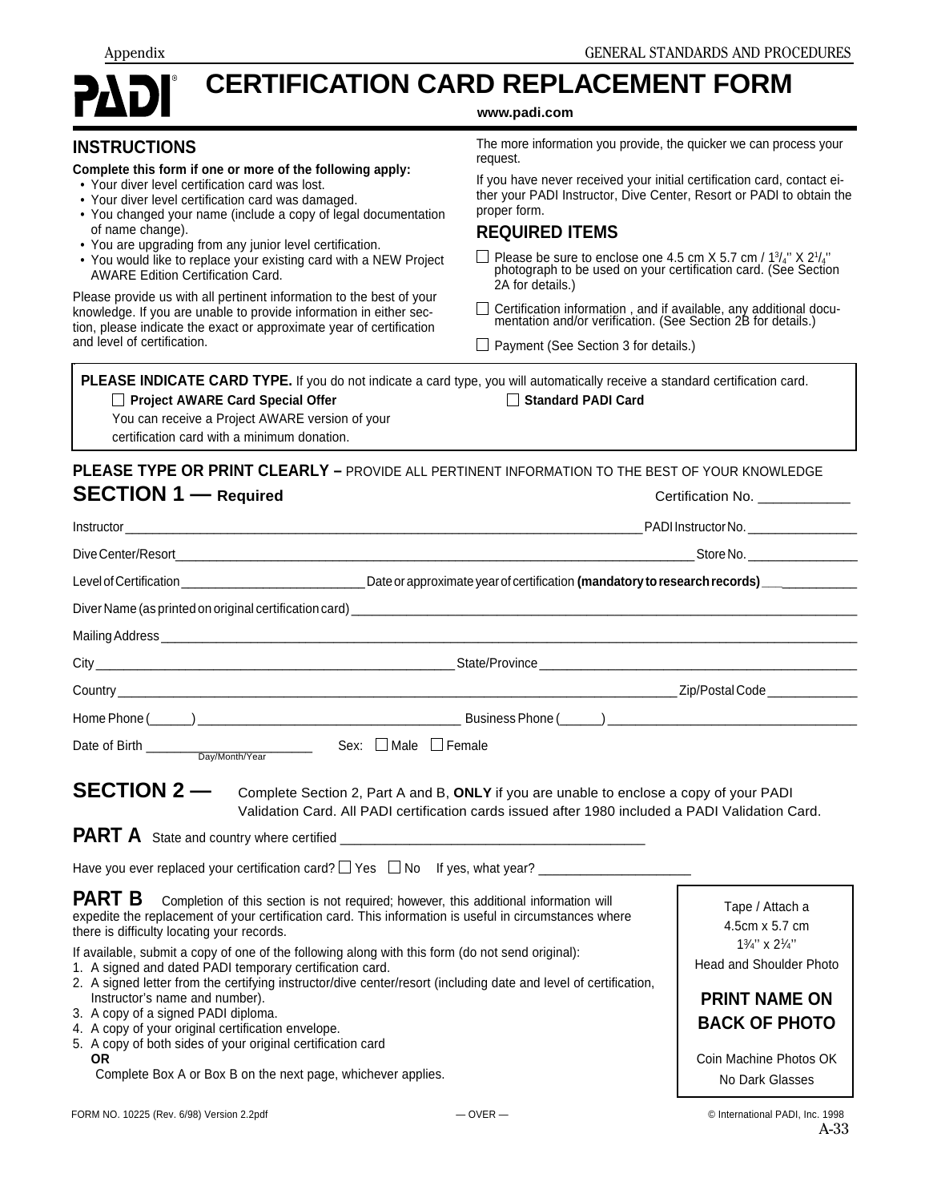# PADI® CERTIFICATION CARD REPLACEMENT FORM

**www.padi.com**

## INSTRUCTIONS

**Complete this form if one or more of the following apply:**

- Your diver level certification card was lost.
- Your diver level certification card was damaged.
- You changed your name (include a copy of legal documentation of name change).
- You are upgrading from any junior level certification.
- You would like to replace your existing card with a NEW Project AWARE Edition Certification Card.

Please provide us with all pertinent information to the best of your knowledge. If you are unable to provide information in either section, please indicate the exact or approximate year of certification and level of certification.

The more information you provide, the quicker we can process your request.

If you have never received your initial certification card, contact either your PADI Instructor, Dive Center, Resort or PADI to obtain the proper form.

## REQUIRED ITEMS

☐ Please be sure to enclose one 4.5 cm X 5.7 cm / 1¾'' X 2¼'' photograph to be used on your certification card. (See Section 2A for details.)

☐ Certification information , and if available, any additional documentation and/or verification. (See Section 2B for details.)

☐ Payment (See Section 3 for details.)

**PLEASE INDICATE CARD TYPE.** If you do not indicate a card type, you will automatically receive a standard certification card.

☐ **Project AWARE Card Special Offer**
You can receive a Project AWARE version of your certification card with a minimum donation.

☐ **Standard PADI Card**

**PLEASE TYPE OR PRINT CLEARLY –** PROVIDE ALL PERTINENT INFORMATION TO THE BEST OF YOUR KNOWLEDGE

## SECTION 1 — Required

Certification No. ____________

Instructor ______________________________ PADI Instructor No. ________________

Dive Center/Resort ______________________________ Store No. ________________

Level of Certification ____________________ Date or approximate year of certification **(mandatory to research records)** ____________

Diver Name (as printed on original certification card) ______________________________

Mailing Address ______________________________

City ______________________ State/Province ______________________

Country ______________________________ Zip/Postal Code ______________

Home Phone (______) ______________________ Business Phone (______) ______________________

Date of Birth ________________ (Day/Month/Year) Sex: ☐ Male ☐ Female

## SECTION 2 —

Complete Section 2, Part A and B, **ONLY** if you are unable to enclose a copy of your PADI Validation Card. All PADI certification cards issued after 1980 included a PADI Validation Card.

### PART A

State and country where certified ______________________________

Have you ever replaced your certification card? ☐ Yes ☐ No If yes, what year? ____________________

### PART B

Completion of this section is not required; however, this additional information will expedite the replacement of your certification card. This information is useful in circumstances where there is difficulty locating your records.

If available, submit a copy of one of the following along with this form (do not send original):

1. A signed and dated PADI temporary certification card.
2. A signed letter from the certifying instructor/dive center/resort (including date and level of certification, Instructor's name and number).
3. A copy of a signed PADI diploma.
4. A copy of your original certification envelope.
5. A copy of both sides of your original certification card
   **OR**
   Complete Box A or Box B on the next page, whichever applies.

Tape / Attach a 4.5cm x 5.7 cm 1¾'' x 2¼'' Head and Shoulder Photo

**PRINT NAME ON BACK OF PHOTO**

Coin Machine Photos OK
No Dark Glasses

FORM NO. 10225 (Rev. 6/98) Version 2.2pdf — OVER — © International PADI, Inc. 1998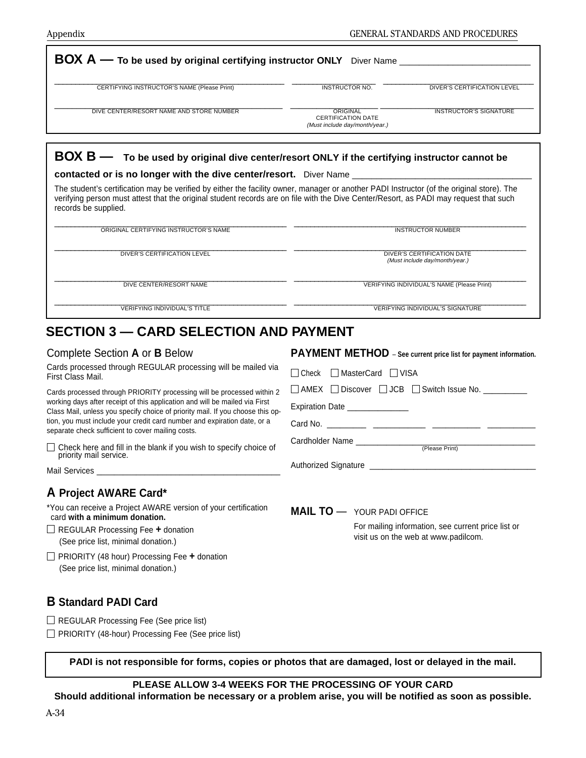## BOX A — To be used by original certifying instructor ONLY

Diver Name ___________________________

___________________________ CERTIFYING INSTRUCTOR'S NAME (Please Print)

___________________________ INSTRUCTOR NO.

___________________________ DIVER'S CERTIFICATION LEVEL

___________________________ DIVE CENTER/RESORT NAME AND STORE NUMBER

___________________________ ORIGINAL CERTIFICATION DATE *(Must include day/month/year.)*

___________________________ INSTRUCTOR'S SIGNATURE

## BOX B — To be used by original dive center/resort ONLY if the certifying instructor cannot be contacted or is no longer with the dive center/resort.

Diver Name ___________________________

The student's certification may be verified by either the facility owner, manager or another PADI Instructor (of the original store). The verifying person must attest that the original student records are on file with the Dive Center/Resort, as PADI may request that such records be supplied.

___________________________ ORIGINAL CERTIFYING INSTRUCTOR'S NAME

___________________________ INSTRUCTOR NUMBER

___________________________ DIVER'S CERTIFICATION LEVEL

___________________________ DIVER'S CERTIFICATION DATE *(Must include day/month/year.)*

___________________________ DIVE CENTER/RESORT NAME

___________________________ VERIFYING INDIVIDUAL'S NAME (Please Print)

___________________________ VERIFYING INDIVIDUAL'S TITLE

___________________________ VERIFYING INDIVIDUAL'S SIGNATURE

# SECTION 3 — CARD SELECTION AND PAYMENT

Complete Section **A** or **B** Below

Cards processed through REGULAR processing will be mailed via First Class Mail.

Cards processed through PRIORITY processing will be processed within 2 working days after receipt of this application and will be mailed via First Class Mail, unless you specify choice of priority mail. If you choose this option, you must include your credit card number and expiration date, or a separate check sufficient to cover mailing costs.

☐ Check here and fill in the blank if you wish to specify choice of priority mail service.

Mail Services ___________________________

### A Project AWARE Card*

*You can receive a Project AWARE version of your certification card **with a minimum donation.**

☐ REGULAR Processing Fee **+** donation (See price list, minimal donation.)

☐ PRIORITY (48 hour) Processing Fee **+** donation (See price list, minimal donation.)

### B Standard PADI Card

☐ REGULAR Processing Fee (See price list)

☐ PRIORITY (48-hour) Processing Fee (See price list)

**PAYMENT METHOD** – **See current price list for payment information.**

☐ Check ☐ MasterCard ☐ VISA

☐ AMEX ☐ Discover ☐ JCB ☐ Switch Issue No. __________

Expiration Date ______________

Card No. _________ ___________ ___________ ___________

Cardholder Name ___________________________ (Please Print)

Authorized Signature ___________________________

**MAIL TO** — YOUR PADI OFFICE

For mailing information, see current price list or visit us on the web at www.padilcom.

**PADI is not responsible for forms, copies or photos that are damaged, lost or delayed in the mail.**

**PLEASE ALLOW 3-4 WEEKS FOR THE PROCESSING OF YOUR CARD**
**Should additional information be necessary or a problem arise, you will be notified as soon as possible.**